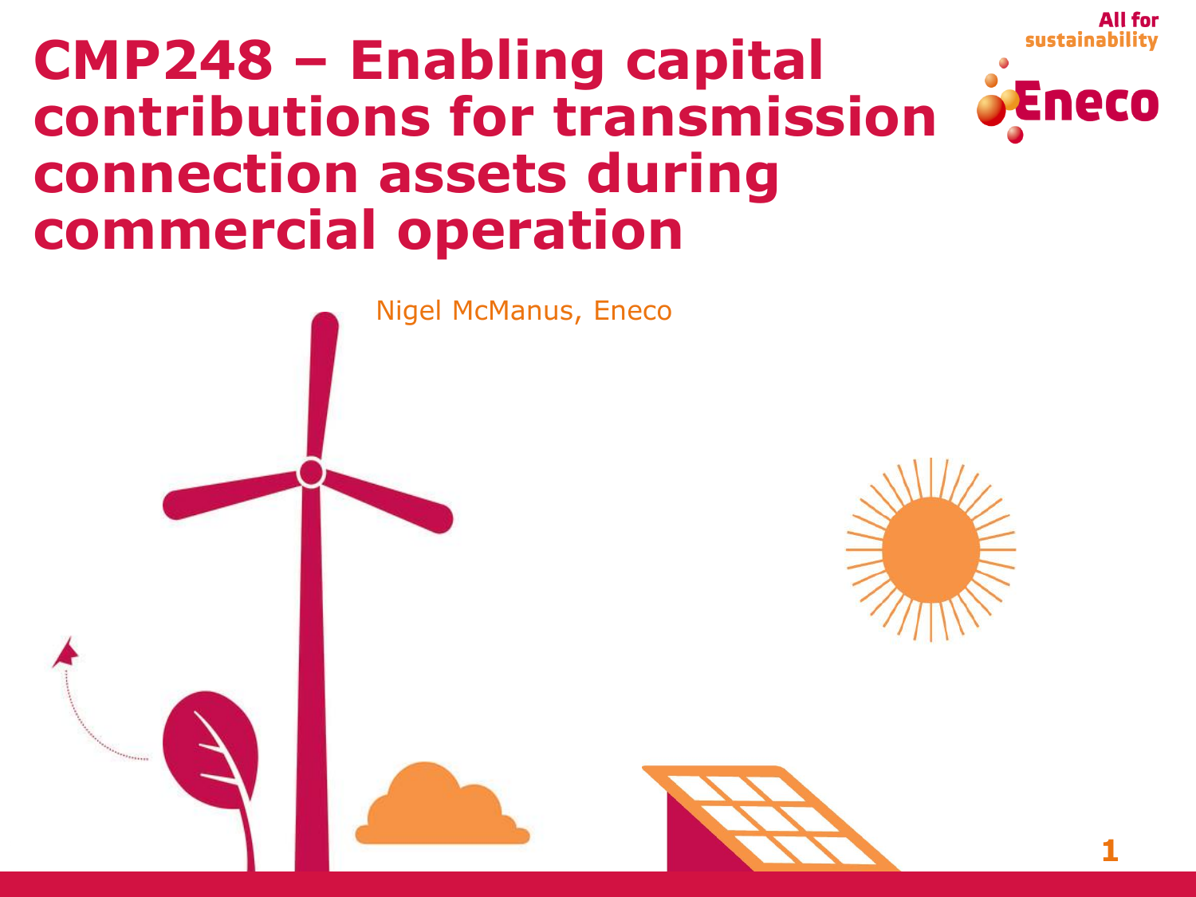# CMP248 – Enabling capital contributions for transmission connection assets during commercial operation

All for sustainability

Eneco

Nigel McManus, Eneco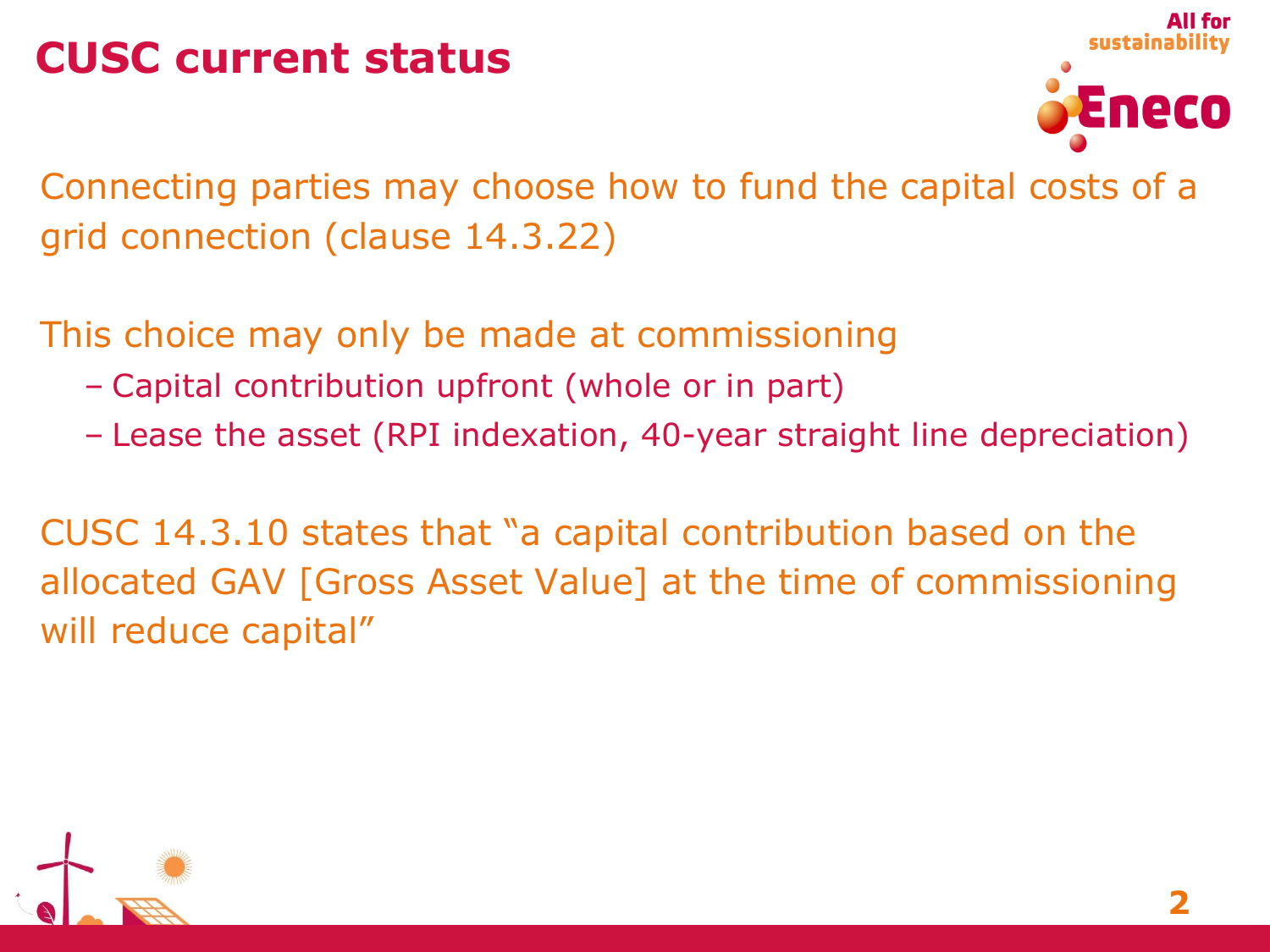# CUSC current status

Connecting parties may choose how to fund the capital costs of a grid connection (clause 14.3.22)

This choice may only be made at commissioning

- Capital contribution upfront (whole or in part)
- Lease the asset (RPI indexation, 40-year straight line depreciation)

CUSC 14.3.10 states that "a capital contribution based on the allocated GAV [Gross Asset Value] at the time of commissioning will reduce capital"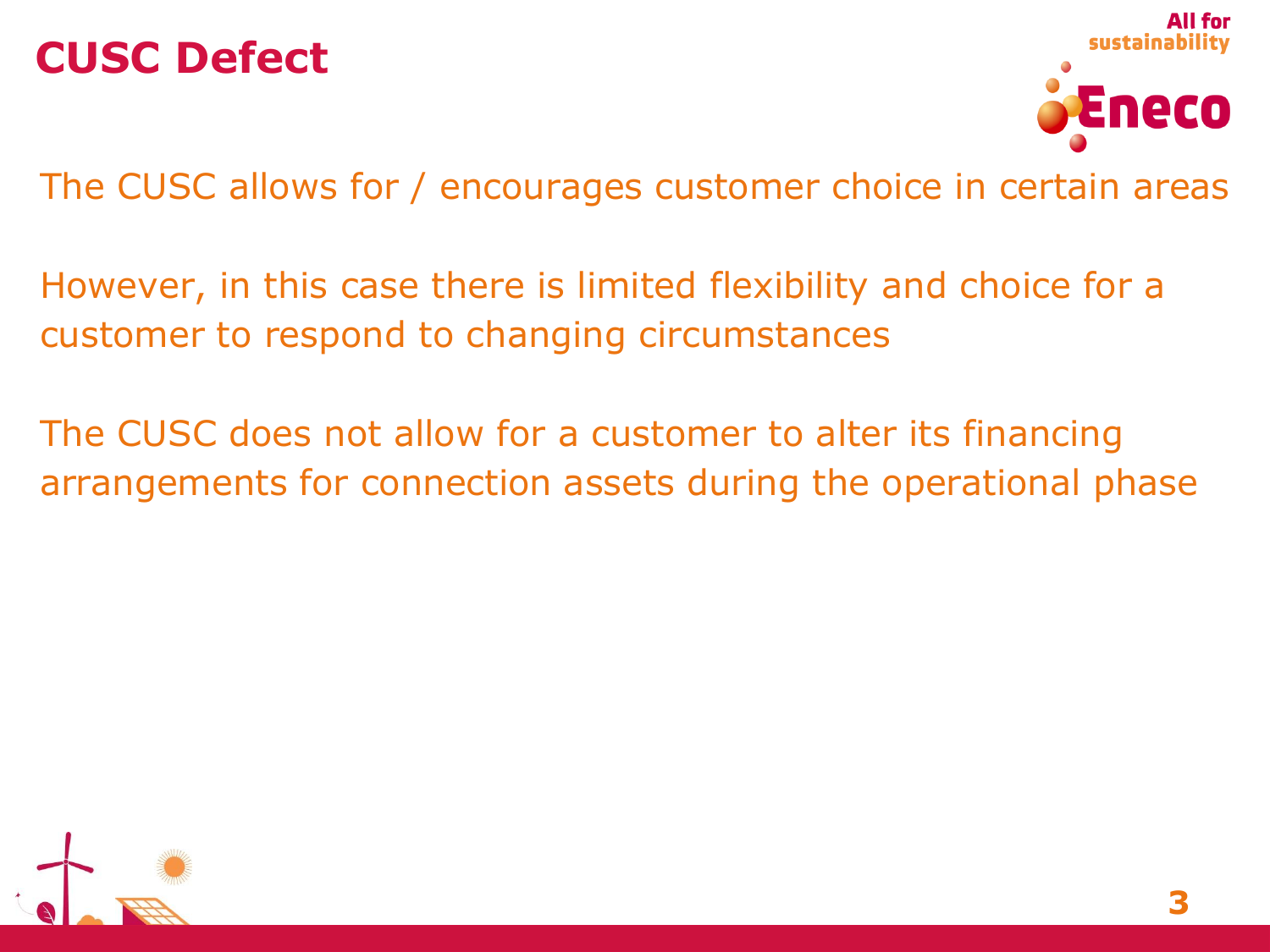# CUSC Defect

The CUSC allows for / encourages customer choice in certain areas

However, in this case there is limited flexibility and choice for a customer to respond to changing circumstances

The CUSC does not allow for a customer to alter its financing arrangements for connection assets during the operational phase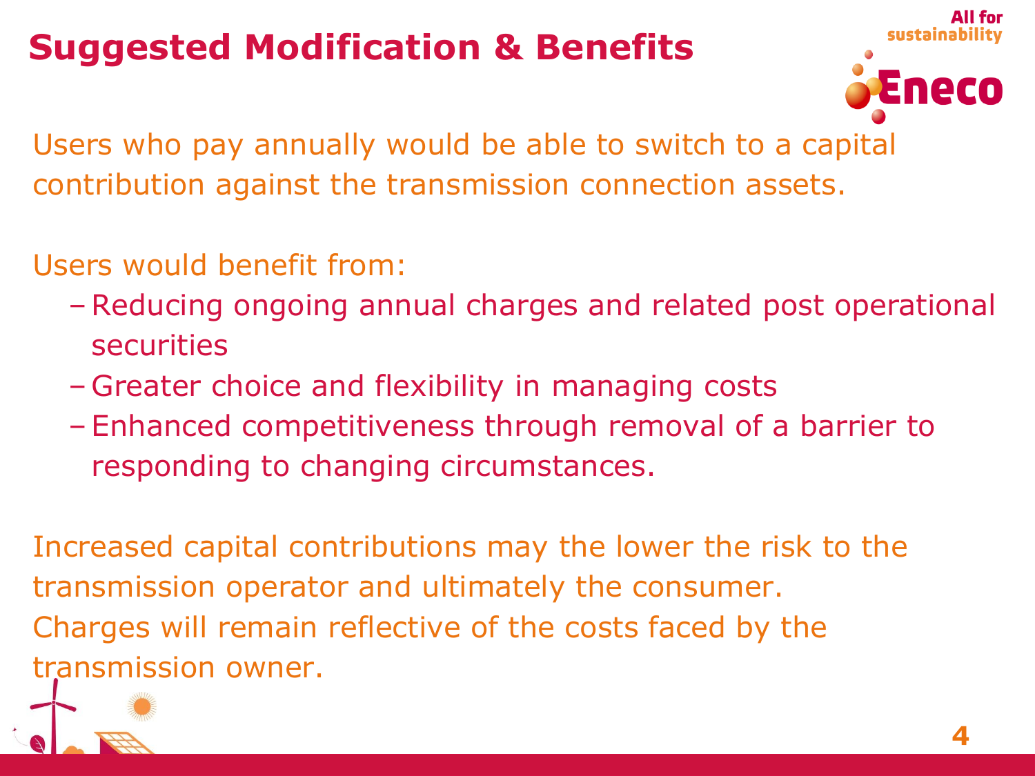# Suggested Modification & Benefits

Users who pay annually would be able to switch to a capital contribution against the transmission connection assets.

Users would benefit from:

- Reducing ongoing annual charges and related post operational securities
- Greater choice and flexibility in managing costs
- Enhanced competitiveness through removal of a barrier to responding to changing circumstances.

Increased capital contributions may the lower the risk to the transmission operator and ultimately the consumer. Charges will remain reflective of the costs faced by the transmission owner.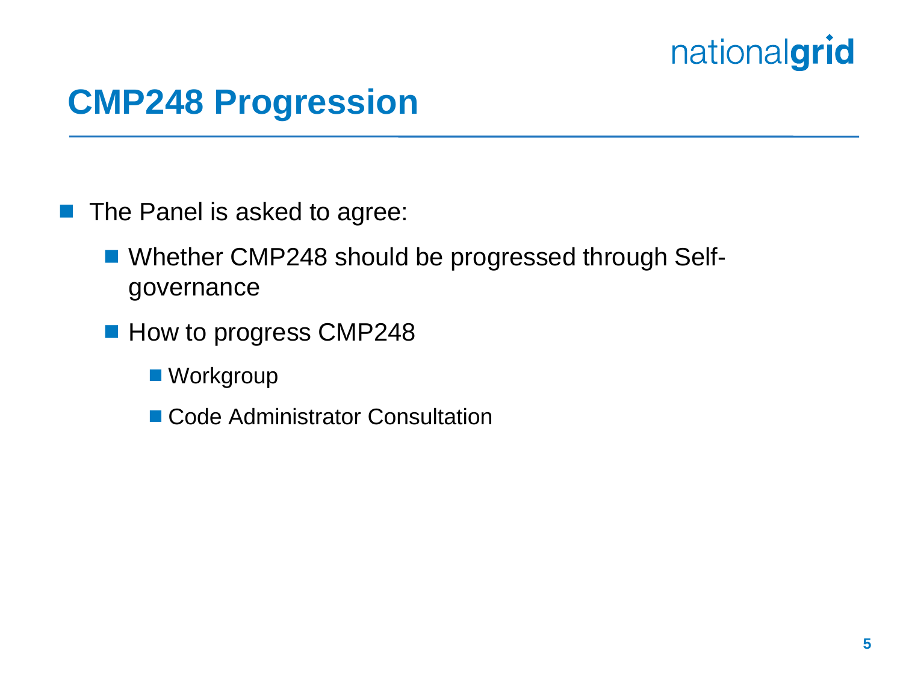# CMP248 Progression

- The Panel is asked to agree:
  - Whether CMP248 should be progressed through Self-governance
  - How to progress CMP248
    - Workgroup
    - Code Administrator Consultation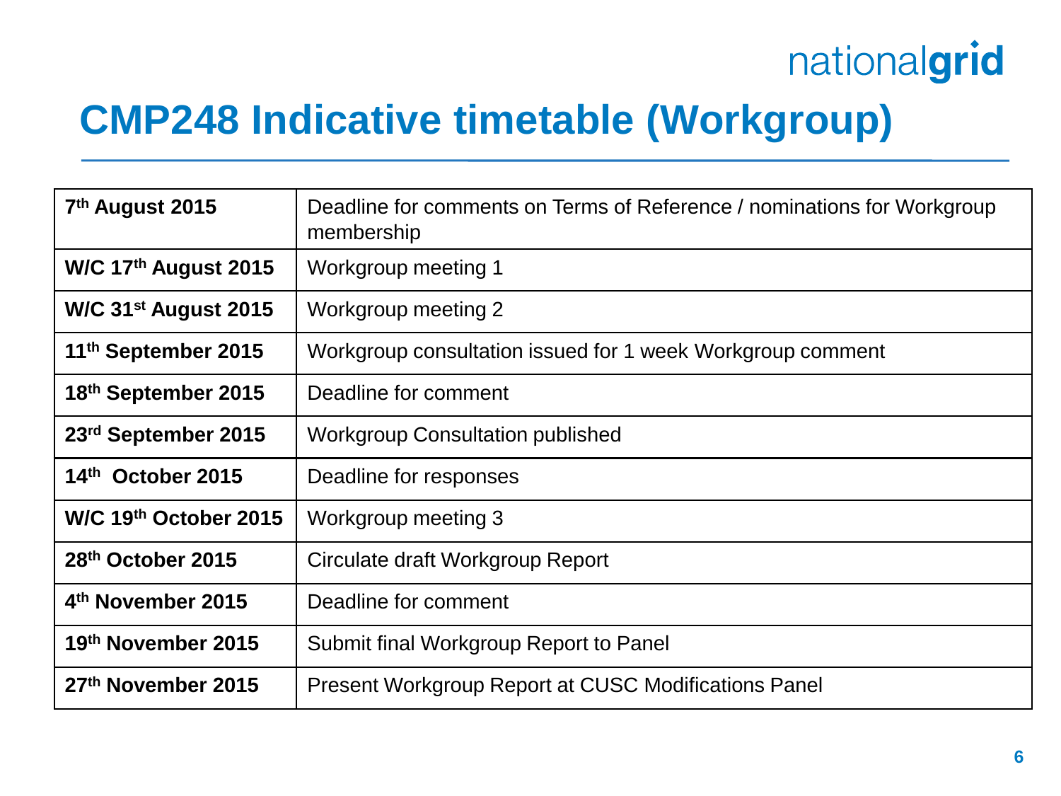# CMP248 Indicative timetable (Workgroup)

| Date | Activity |
|---|---|
| **7th August 2015** | Deadline for comments on Terms of Reference / nominations for Workgroup membership |
| **W/C 17th August 2015** | Workgroup meeting 1 |
| **W/C 31st August 2015** | Workgroup meeting 2 |
| **11th September 2015** | Workgroup consultation issued for 1 week Workgroup comment |
| **18th September 2015** | Deadline for comment |
| **23rd September 2015** | Workgroup Consultation published |
| **14th October 2015** | Deadline for responses |
| **W/C 19th October 2015** | Workgroup meeting 3 |
| **28th October 2015** | Circulate draft Workgroup Report |
| **4th November 2015** | Deadline for comment |
| **19th November 2015** | Submit final Workgroup Report to Panel |
| **27th November 2015** | Present Workgroup Report at CUSC Modifications Panel |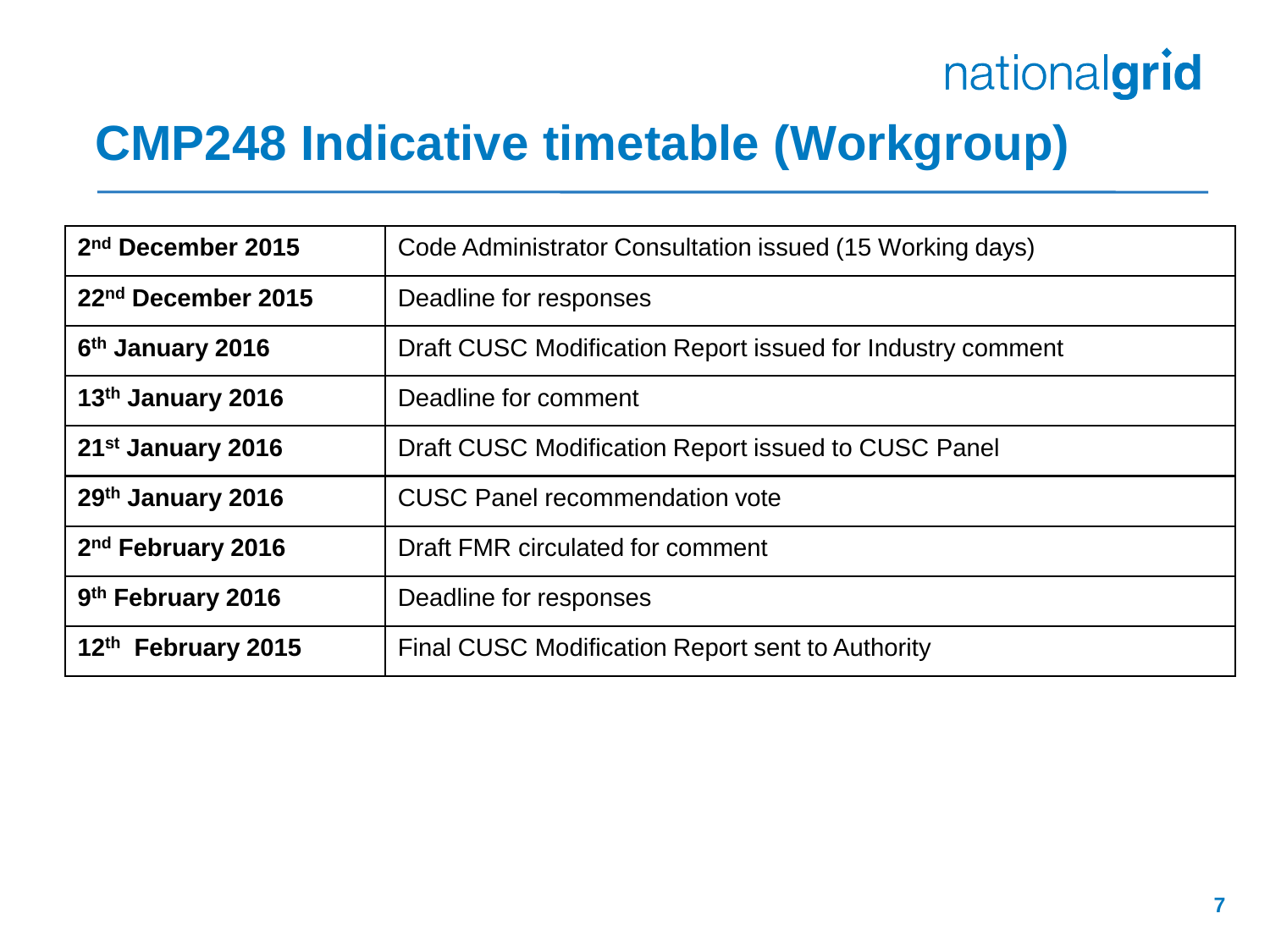# CMP248 Indicative timetable (Workgroup)

| | |
|---|---|
| **2nd December 2015** | Code Administrator Consultation issued (15 Working days) |
| **22nd December 2015** | Deadline for responses |
| **6th January 2016** | Draft CUSC Modification Report issued for Industry comment |
| **13th January 2016** | Deadline for comment |
| **21st January 2016** | Draft CUSC Modification Report issued to CUSC Panel |
| **29th January 2016** | CUSC Panel recommendation vote |
| **2nd February 2016** | Draft FMR circulated for comment |
| **9th February 2016** | Deadline for responses |
| **12th February 2015** | Final CUSC Modification Report sent to Authority |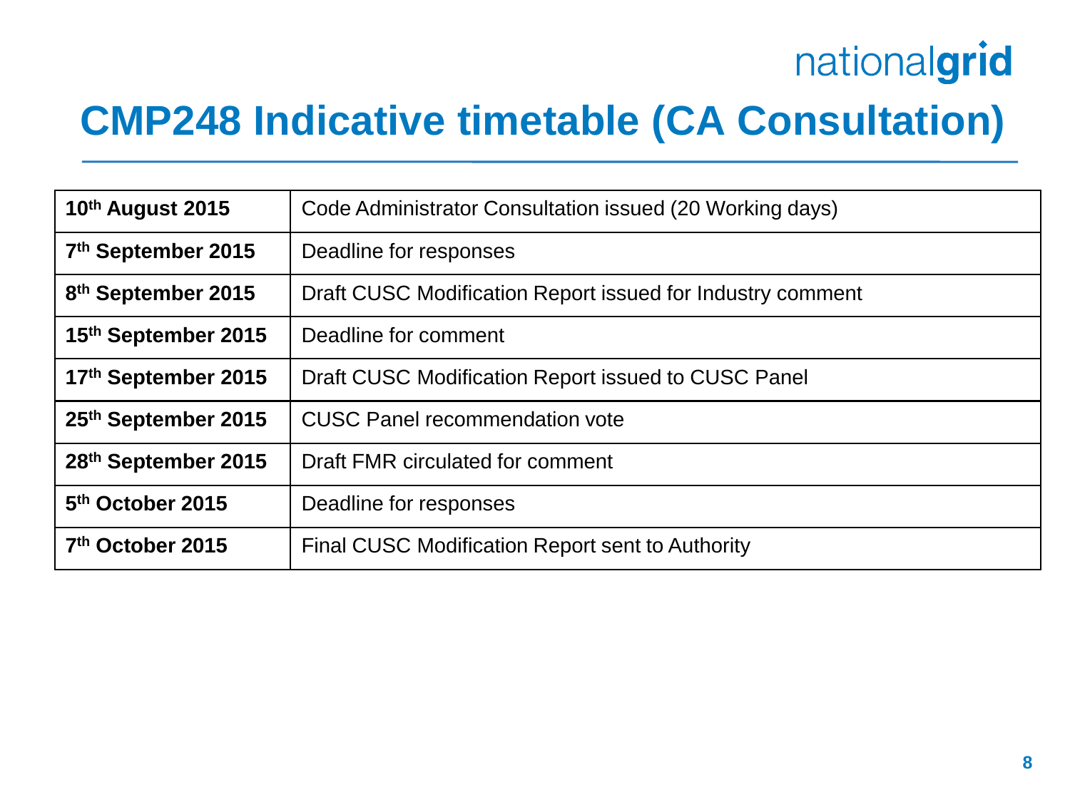# CMP248 Indicative timetable (CA Consultation)

| | |
|---|---|
| **10th August 2015** | Code Administrator Consultation issued (20 Working days) |
| **7th September 2015** | Deadline for responses |
| **8th September 2015** | Draft CUSC Modification Report issued for Industry comment |
| **15th September 2015** | Deadline for comment |
| **17th September 2015** | Draft CUSC Modification Report issued to CUSC Panel |
| **25th September 2015** | CUSC Panel recommendation vote |
| **28th September 2015** | Draft FMR circulated for comment |
| **5th October 2015** | Deadline for responses |
| **7th October 2015** | Final CUSC Modification Report sent to Authority |